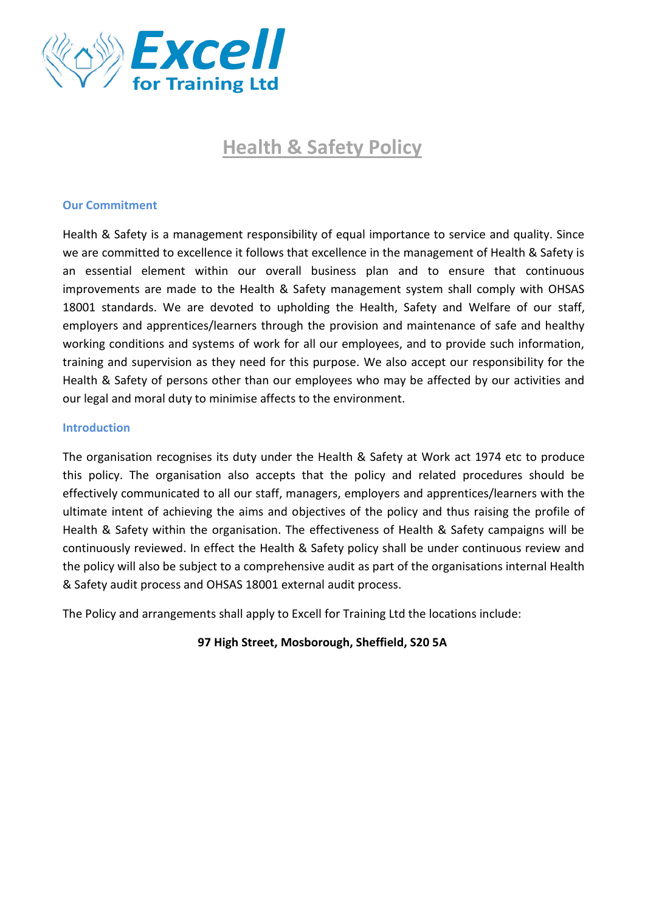Excell for Training Ltd

# Health & Safety Policy

### Our Commitment

Health & Safety is a management responsibility of equal importance to service and quality. Since we are committed to excellence it follows that excellence in the management of Health & Safety is an essential element within our overall business plan and to ensure that continuous improvements are made to the Health & Safety management system shall comply with OHSAS 18001 standards. We are devoted to upholding the Health, Safety and Welfare of our staff, employers and apprentices/learners through the provision and maintenance of safe and healthy working conditions and systems of work for all our employees, and to provide such information, training and supervision as they need for this purpose. We also accept our responsibility for the Health & Safety of persons other than our employees who may be affected by our activities and our legal and moral duty to minimise affects to the environment.

### Introduction

The organisation recognises its duty under the Health & Safety at Work act 1974 etc to produce this policy. The organisation also accepts that the policy and related procedures should be effectively communicated to all our staff, managers, employers and apprentices/learners with the ultimate intent of achieving the aims and objectives of the policy and thus raising the profile of Health & Safety within the organisation. The effectiveness of Health & Safety campaigns will be continuously reviewed. In effect the Health & Safety policy shall be under continuous review and the policy will also be subject to a comprehensive audit as part of the organisations internal Health & Safety audit process and OHSAS 18001 external audit process.

The Policy and arrangements shall apply to Excell for Training Ltd the locations include:

**97 High Street, Mosborough, Sheffield, S20 5A**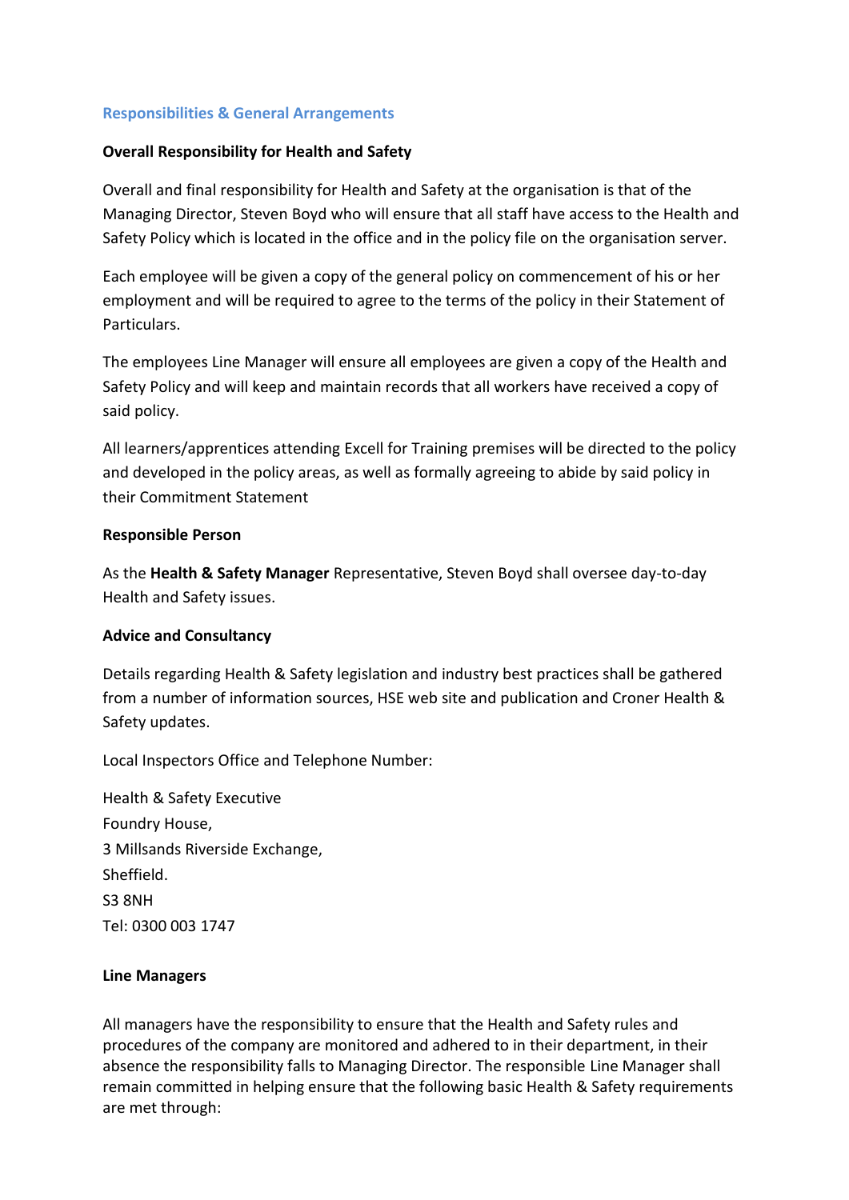## Responsibilities & General Arrangements

**Overall Responsibility for Health and Safety**

Overall and final responsibility for Health and Safety at the organisation is that of the Managing Director, Steven Boyd who will ensure that all staff have access to the Health and Safety Policy which is located in the office and in the policy file on the organisation server.

Each employee will be given a copy of the general policy on commencement of his or her employment and will be required to agree to the terms of the policy in their Statement of Particulars.

The employees Line Manager will ensure all employees are given a copy of the Health and Safety Policy and will keep and maintain records that all workers have received a copy of said policy.

All learners/apprentices attending Excell for Training premises will be directed to the policy and developed in the policy areas, as well as formally agreeing to abide by said policy in their Commitment Statement

**Responsible Person**

As the **Health & Safety Manager** Representative, Steven Boyd shall oversee day-to-day Health and Safety issues.

**Advice and Consultancy**

Details regarding Health & Safety legislation and industry best practices shall be gathered from a number of information sources, HSE web site and publication and Croner Health & Safety updates.

Local Inspectors Office and Telephone Number:

Health & Safety Executive
Foundry House,
3 Millsands Riverside Exchange,
Sheffield.
S3 8NH
Tel: 0300 003 1747

**Line Managers**

All managers have the responsibility to ensure that the Health and Safety rules and procedures of the company are monitored and adhered to in their department, in their absence the responsibility falls to Managing Director. The responsible Line Manager shall remain committed in helping ensure that the following basic Health & Safety requirements are met through: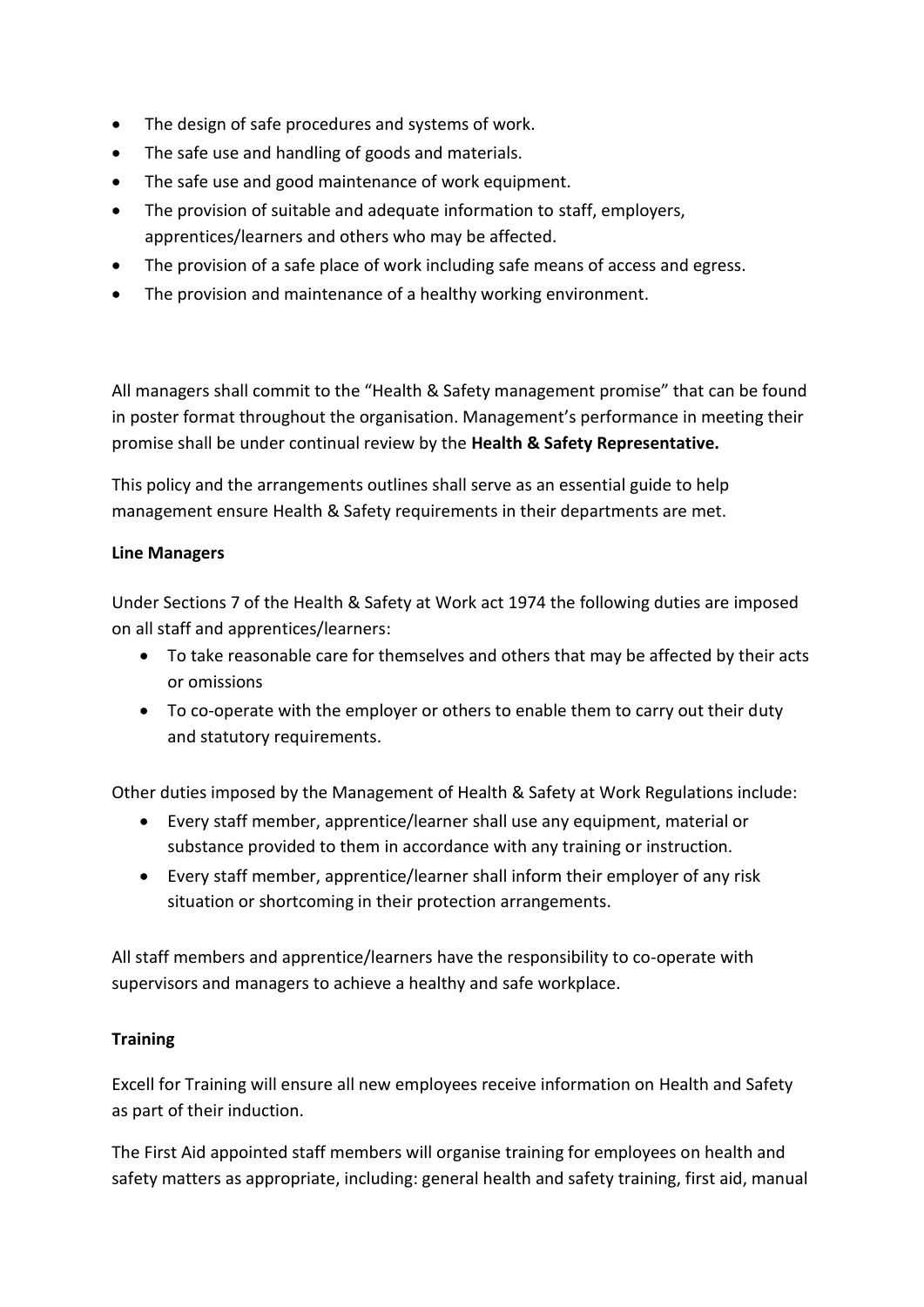- The design of safe procedures and systems of work.
- The safe use and handling of goods and materials.
- The safe use and good maintenance of work equipment.
- The provision of suitable and adequate information to staff, employers, apprentices/learners and others who may be affected.
- The provision of a safe place of work including safe means of access and egress.
- The provision and maintenance of a healthy working environment.

All managers shall commit to the "Health & Safety management promise" that can be found in poster format throughout the organisation. Management's performance in meeting their promise shall be under continual review by the **Health & Safety Representative.**

This policy and the arrangements outlines shall serve as an essential guide to help management ensure Health & Safety requirements in their departments are met.

**Line Managers**

Under Sections 7 of the Health & Safety at Work act 1974 the following duties are imposed on all staff and apprentices/learners:

- To take reasonable care for themselves and others that may be affected by their acts or omissions
- To co-operate with the employer or others to enable them to carry out their duty and statutory requirements.

Other duties imposed by the Management of Health & Safety at Work Regulations include:

- Every staff member, apprentice/learner shall use any equipment, material or substance provided to them in accordance with any training or instruction.
- Every staff member, apprentice/learner shall inform their employer of any risk situation or shortcoming in their protection arrangements.

All staff members and apprentice/learners have the responsibility to co-operate with supervisors and managers to achieve a healthy and safe workplace.

**Training**

Excell for Training will ensure all new employees receive information on Health and Safety as part of their induction.

The First Aid appointed staff members will organise training for employees on health and safety matters as appropriate, including: general health and safety training, first aid, manual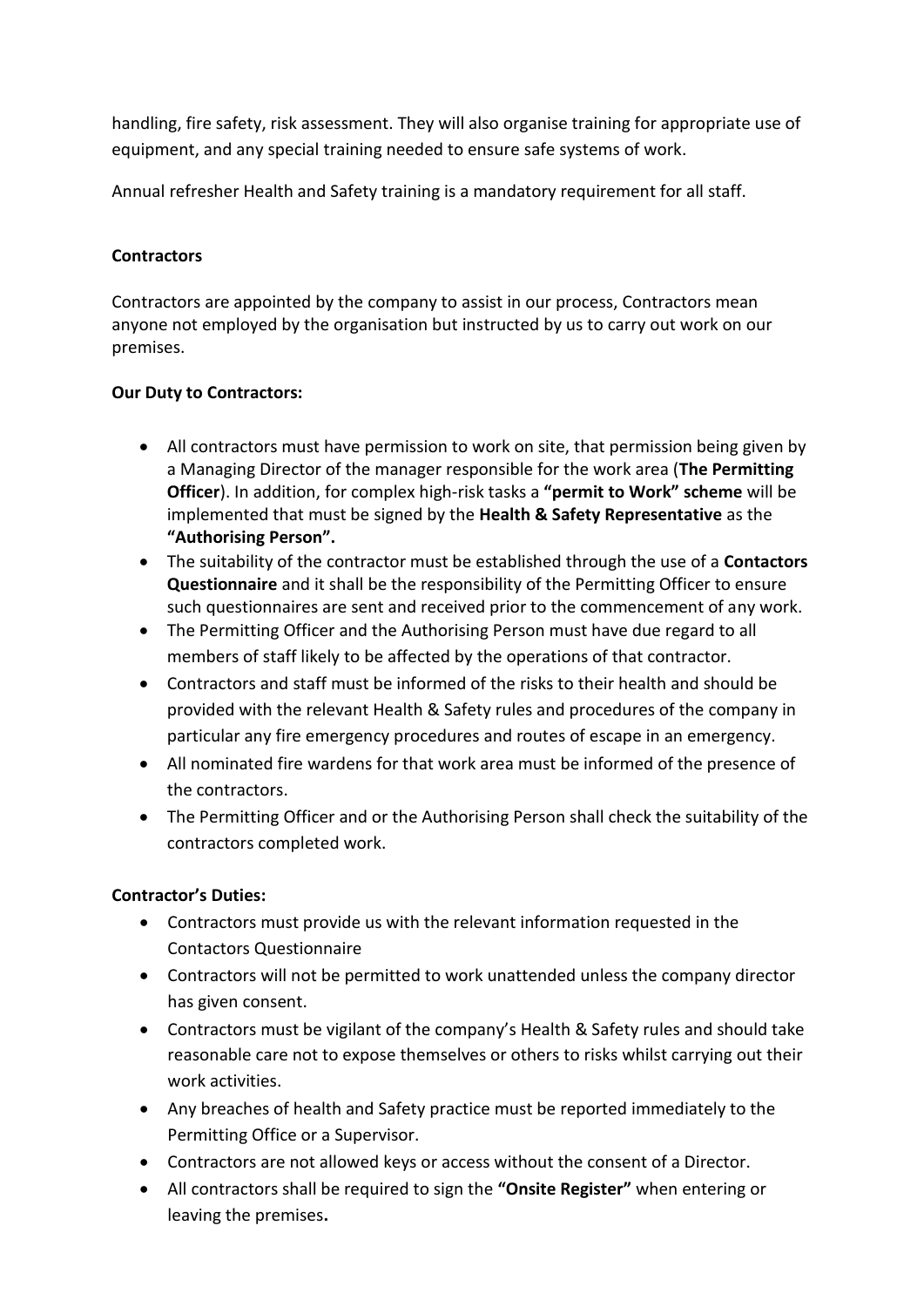handling, fire safety, risk assessment. They will also organise training for appropriate use of equipment, and any special training needed to ensure safe systems of work.

Annual refresher Health and Safety training is a mandatory requirement for all staff.

**Contractors**

Contractors are appointed by the company to assist in our process, Contractors mean anyone not employed by the organisation but instructed by us to carry out work on our premises.

**Our Duty to Contractors:**

- All contractors must have permission to work on site, that permission being given by a Managing Director of the manager responsible for the work area (**The Permitting Officer**). In addition, for complex high-risk tasks a **"permit to Work" scheme** will be implemented that must be signed by the **Health & Safety Representative** as the **"Authorising Person".**
- The suitability of the contractor must be established through the use of a **Contactors Questionnaire** and it shall be the responsibility of the Permitting Officer to ensure such questionnaires are sent and received prior to the commencement of any work.
- The Permitting Officer and the Authorising Person must have due regard to all members of staff likely to be affected by the operations of that contractor.
- Contractors and staff must be informed of the risks to their health and should be provided with the relevant Health & Safety rules and procedures of the company in particular any fire emergency procedures and routes of escape in an emergency.
- All nominated fire wardens for that work area must be informed of the presence of the contractors.
- The Permitting Officer and or the Authorising Person shall check the suitability of the contractors completed work.

**Contractor's Duties:**

- Contractors must provide us with the relevant information requested in the Contactors Questionnaire
- Contractors will not be permitted to work unattended unless the company director has given consent.
- Contractors must be vigilant of the company's Health & Safety rules and should take reasonable care not to expose themselves or others to risks whilst carrying out their work activities.
- Any breaches of health and Safety practice must be reported immediately to the Permitting Office or a Supervisor.
- Contractors are not allowed keys or access without the consent of a Director.
- All contractors shall be required to sign the **"Onsite Register"** when entering or leaving the premises**.**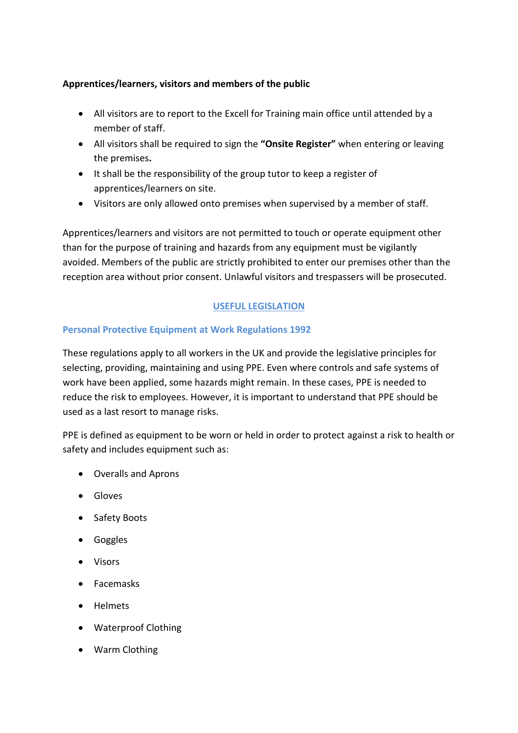**Apprentices/learners, visitors and members of the public**

- All visitors are to report to the Excell for Training main office until attended by a member of staff.
- All visitors shall be required to sign the **"Onsite Register"** when entering or leaving the premises**.**
- It shall be the responsibility of the group tutor to keep a register of apprentices/learners on site.
- Visitors are only allowed onto premises when supervised by a member of staff.

Apprentices/learners and visitors are not permitted to touch or operate equipment other than for the purpose of training and hazards from any equipment must be vigilantly avoided. Members of the public are strictly prohibited to enter our premises other than the reception area without prior consent. Unlawful visitors and trespassers will be prosecuted.

## USEFUL LEGISLATION

### Personal Protective Equipment at Work Regulations 1992

These regulations apply to all workers in the UK and provide the legislative principles for selecting, providing, maintaining and using PPE. Even where controls and safe systems of work have been applied, some hazards might remain. In these cases, PPE is needed to reduce the risk to employees. However, it is important to understand that PPE should be used as a last resort to manage risks.

PPE is defined as equipment to be worn or held in order to protect against a risk to health or safety and includes equipment such as:

- Overalls and Aprons
- Gloves
- Safety Boots
- Goggles
- Visors
- Facemasks
- Helmets
- Waterproof Clothing
- Warm Clothing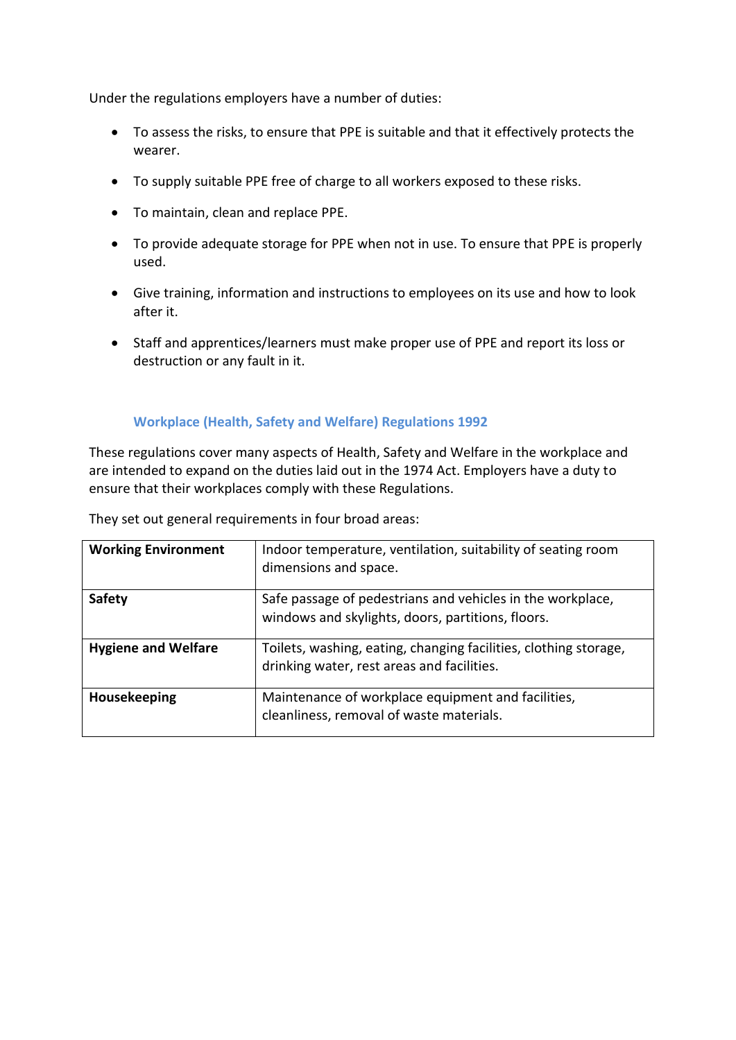Under the regulations employers have a number of duties:

- To assess the risks, to ensure that PPE is suitable and that it effectively protects the wearer.
- To supply suitable PPE free of charge to all workers exposed to these risks.
- To maintain, clean and replace PPE.
- To provide adequate storage for PPE when not in use. To ensure that PPE is properly used.
- Give training, information and instructions to employees on its use and how to look after it.
- Staff and apprentices/learners must make proper use of PPE and report its loss or destruction or any fault in it.

### Workplace (Health, Safety and Welfare) Regulations 1992

These regulations cover many aspects of Health, Safety and Welfare in the workplace and are intended to expand on the duties laid out in the 1974 Act. Employers have a duty to ensure that their workplaces comply with these Regulations.

They set out general requirements in four broad areas:

| | |
|---|---|
| **Working Environment** | Indoor temperature, ventilation, suitability of seating room dimensions and space. |
| **Safety** | Safe passage of pedestrians and vehicles in the workplace, windows and skylights, doors, partitions, floors. |
| **Hygiene and Welfare** | Toilets, washing, eating, changing facilities, clothing storage, drinking water, rest areas and facilities. |
| **Housekeeping** | Maintenance of workplace equipment and facilities, cleanliness, removal of waste materials. |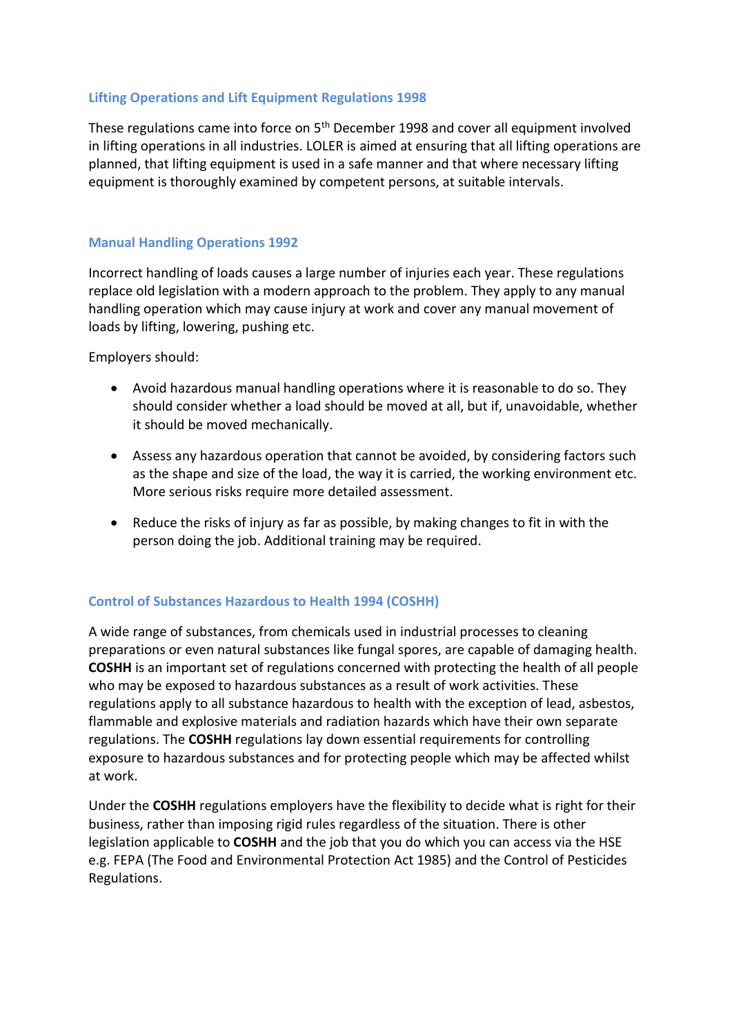### Lifting Operations and Lift Equipment Regulations 1998

These regulations came into force on 5th December 1998 and cover all equipment involved in lifting operations in all industries. LOLER is aimed at ensuring that all lifting operations are planned, that lifting equipment is used in a safe manner and that where necessary lifting equipment is thoroughly examined by competent persons, at suitable intervals.

### Manual Handling Operations 1992

Incorrect handling of loads causes a large number of injuries each year. These regulations replace old legislation with a modern approach to the problem. They apply to any manual handling operation which may cause injury at work and cover any manual movement of loads by lifting, lowering, pushing etc.

Employers should:

- Avoid hazardous manual handling operations where it is reasonable to do so. They should consider whether a load should be moved at all, but if, unavoidable, whether it should be moved mechanically.
- Assess any hazardous operation that cannot be avoided, by considering factors such as the shape and size of the load, the way it is carried, the working environment etc. More serious risks require more detailed assessment.
- Reduce the risks of injury as far as possible, by making changes to fit in with the person doing the job. Additional training may be required.

### Control of Substances Hazardous to Health 1994 (COSHH)

A wide range of substances, from chemicals used in industrial processes to cleaning preparations or even natural substances like fungal spores, are capable of damaging health. **COSHH** is an important set of regulations concerned with protecting the health of all people who may be exposed to hazardous substances as a result of work activities. These regulations apply to all substance hazardous to health with the exception of lead, asbestos, flammable and explosive materials and radiation hazards which have their own separate regulations. The **COSHH** regulations lay down essential requirements for controlling exposure to hazardous substances and for protecting people which may be affected whilst at work.

Under the **COSHH** regulations employers have the flexibility to decide what is right for their business, rather than imposing rigid rules regardless of the situation. There is other legislation applicable to **COSHH** and the job that you do which you can access via the HSE e.g. FEPA (The Food and Environmental Protection Act 1985) and the Control of Pesticides Regulations.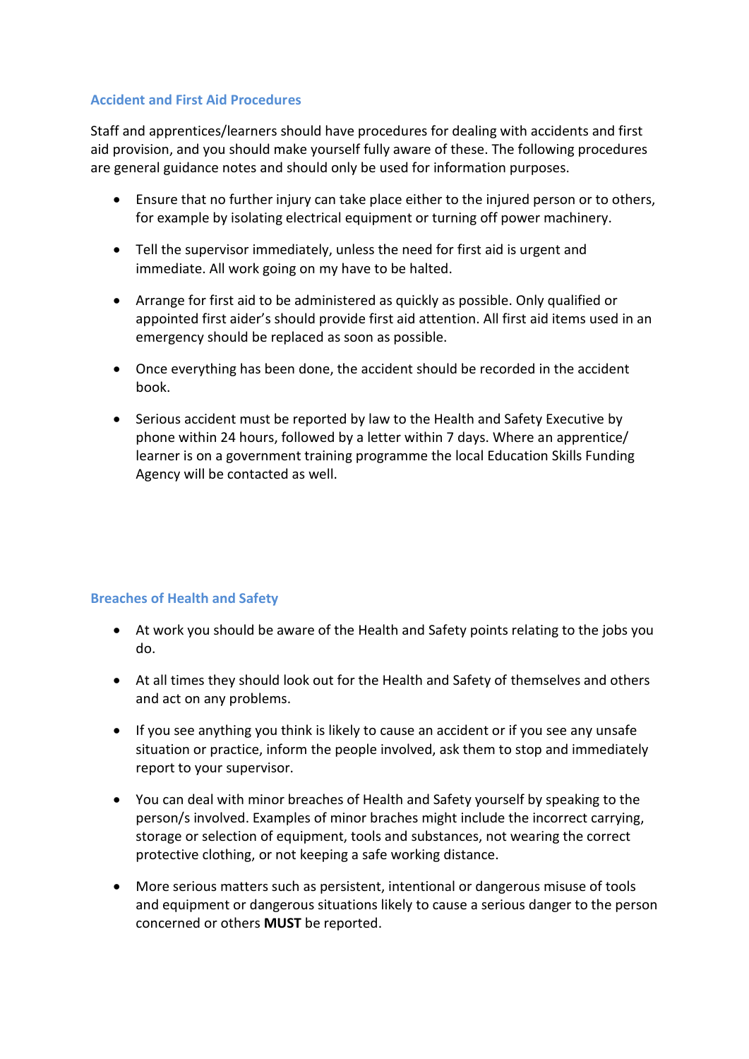## Accident and First Aid Procedures

Staff and apprentices/learners should have procedures for dealing with accidents and first aid provision, and you should make yourself fully aware of these. The following procedures are general guidance notes and should only be used for information purposes.

- Ensure that no further injury can take place either to the injured person or to others, for example by isolating electrical equipment or turning off power machinery.
- Tell the supervisor immediately, unless the need for first aid is urgent and immediate. All work going on my have to be halted.
- Arrange for first aid to be administered as quickly as possible. Only qualified or appointed first aider's should provide first aid attention. All first aid items used in an emergency should be replaced as soon as possible.
- Once everything has been done, the accident should be recorded in the accident book.
- Serious accident must be reported by law to the Health and Safety Executive by phone within 24 hours, followed by a letter within 7 days. Where an apprentice/ learner is on a government training programme the local Education Skills Funding Agency will be contacted as well.

## Breaches of Health and Safety

- At work you should be aware of the Health and Safety points relating to the jobs you do.
- At all times they should look out for the Health and Safety of themselves and others and act on any problems.
- If you see anything you think is likely to cause an accident or if you see any unsafe situation or practice, inform the people involved, ask them to stop and immediately report to your supervisor.
- You can deal with minor breaches of Health and Safety yourself by speaking to the person/s involved. Examples of minor braches might include the incorrect carrying, storage or selection of equipment, tools and substances, not wearing the correct protective clothing, or not keeping a safe working distance.
- More serious matters such as persistent, intentional or dangerous misuse of tools and equipment or dangerous situations likely to cause a serious danger to the person concerned or others **MUST** be reported.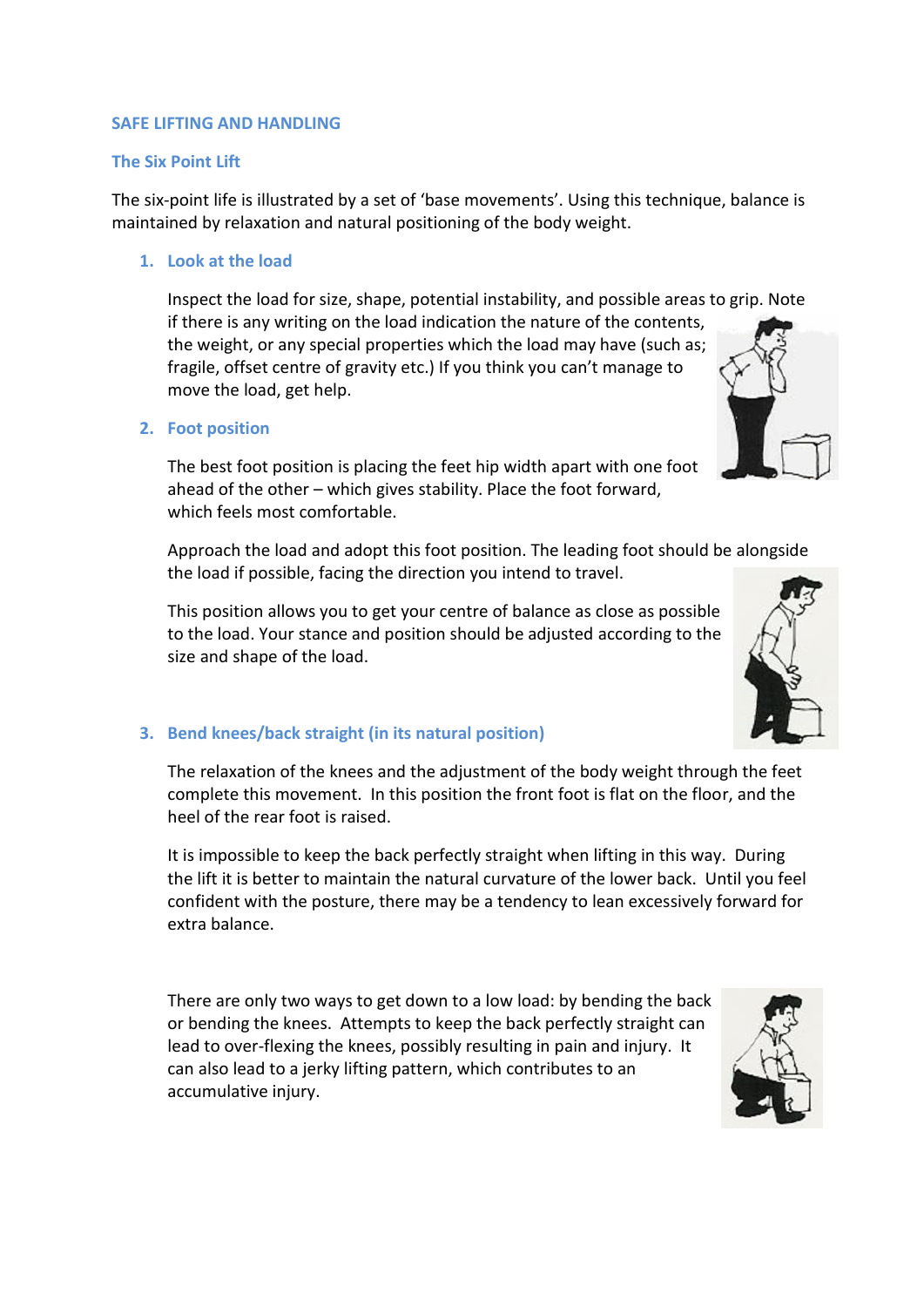**SAFE LIFTING AND HANDLING**

**The Six Point Lift**

The six-point life is illustrated by a set of 'base movements'. Using this technique, balance is maintained by relaxation and natural positioning of the body weight.

1. **Look at the load**

   Inspect the load for size, shape, potential instability, and possible areas to grip. Note if there is any writing on the load indication the nature of the contents, the weight, or any special properties which the load may have (such as; fragile, offset centre of gravity etc.) If you think you can't manage to move the load, get help.

2. **Foot position**

   The best foot position is placing the feet hip width apart with one foot ahead of the other – which gives stability. Place the foot forward, which feels most comfortable.

   Approach the load and adopt this foot position. The leading foot should be alongside the load if possible, facing the direction you intend to travel.

   This position allows you to get your centre of balance as close as possible to the load. Your stance and position should be adjusted according to the size and shape of the load.

3. **Bend knees/back straight (in its natural position)**

   The relaxation of the knees and the adjustment of the body weight through the feet complete this movement. In this position the front foot is flat on the floor, and the heel of the rear foot is raised.

   It is impossible to keep the back perfectly straight when lifting in this way. During the lift it is better to maintain the natural curvature of the lower back. Until you feel confident with the posture, there may be a tendency to lean excessively forward for extra balance.

   There are only two ways to get down to a low load: by bending the back or bending the knees. Attempts to keep the back perfectly straight can lead to over-flexing the knees, possibly resulting in pain and injury. It can also lead to a jerky lifting pattern, which contributes to an accumulative injury.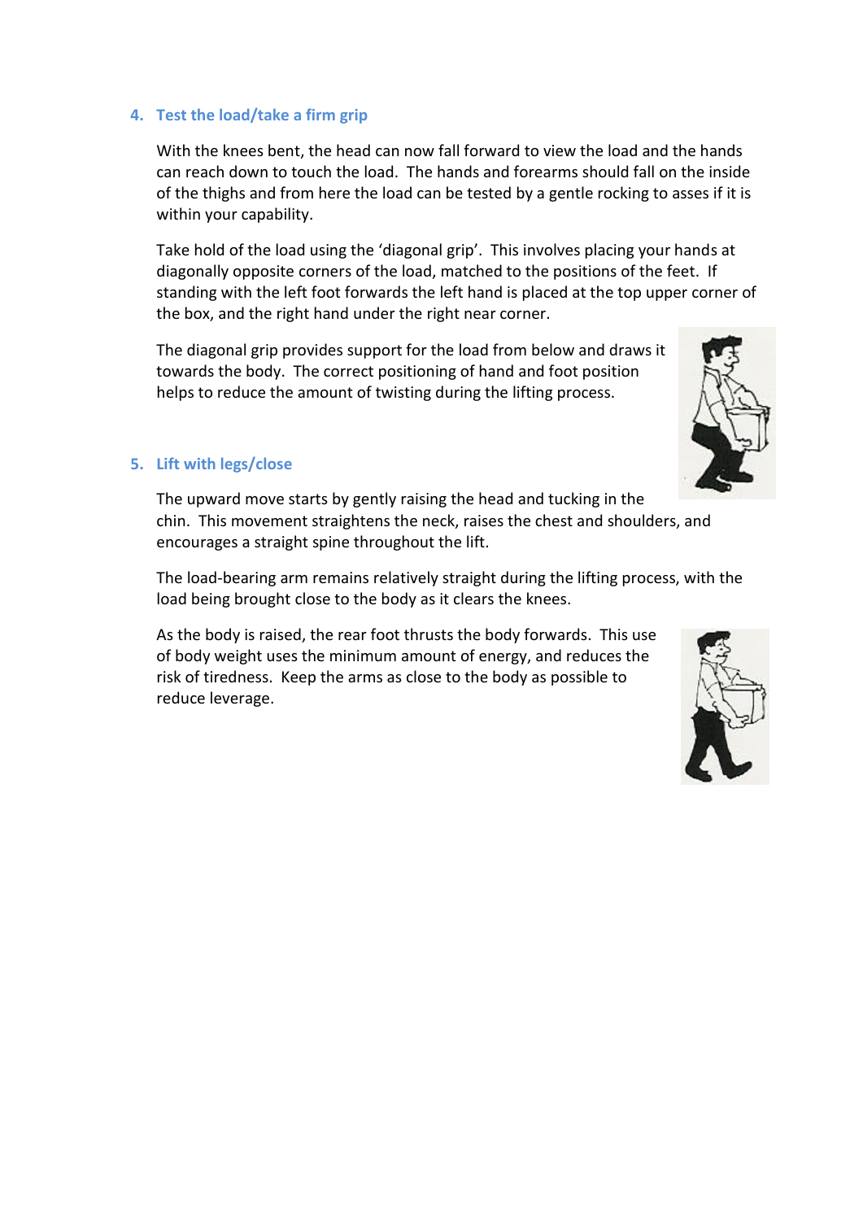### 4. Test the load/take a firm grip

With the knees bent, the head can now fall forward to view the load and the hands can reach down to touch the load. The hands and forearms should fall on the inside of the thighs and from here the load can be tested by a gentle rocking to asses if it is within your capability.

Take hold of the load using the 'diagonal grip'. This involves placing your hands at diagonally opposite corners of the load, matched to the positions of the feet. If standing with the left foot forwards the left hand is placed at the top upper corner of the box, and the right hand under the right near corner.

The diagonal grip provides support for the load from below and draws it towards the body. The correct positioning of hand and foot position helps to reduce the amount of twisting during the lifting process.

### 5. Lift with legs/close

The upward move starts by gently raising the head and tucking in the chin. This movement straightens the neck, raises the chest and shoulders, and encourages a straight spine throughout the lift.

The load-bearing arm remains relatively straight during the lifting process, with the load being brought close to the body as it clears the knees.

As the body is raised, the rear foot thrusts the body forwards. This use of body weight uses the minimum amount of energy, and reduces the risk of tiredness. Keep the arms as close to the body as possible to reduce leverage.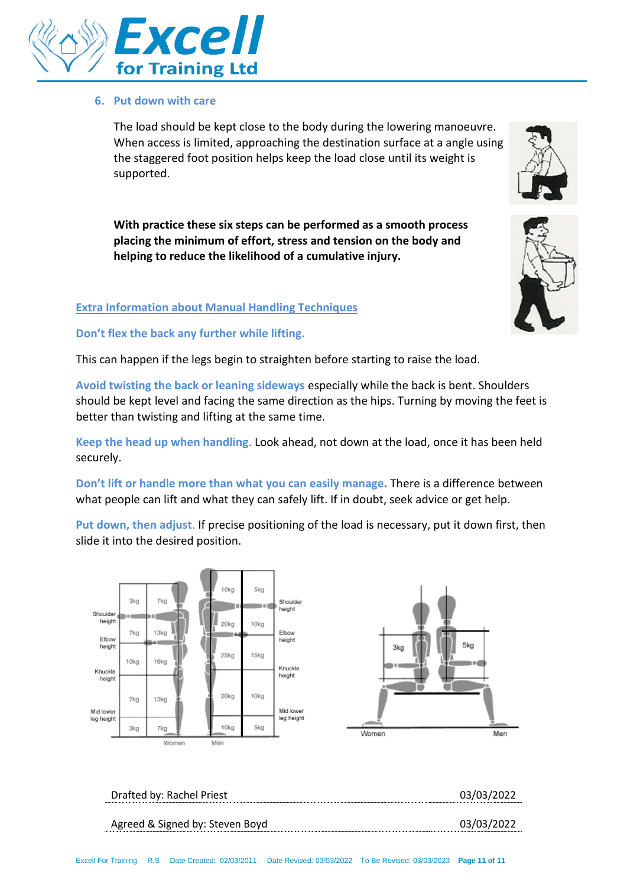### 6. Put down with care

The load should be kept close to the body during the lowering manoeuvre. When access is limited, approaching the destination surface at a angle using the staggered foot position helps keep the load close until its weight is supported.

**With practice these six steps can be performed as a smooth process placing the minimum of effort, stress and tension on the body and helping to reduce the likelihood of a cumulative injury.**

## Extra Information about Manual Handling Techniques

**Don't flex the back any further while lifting.**

This can happen if the legs begin to straighten before starting to raise the load.

**Avoid twisting the back or leaning sideways** especially while the back is bent. Shoulders should be kept level and facing the same direction as the hips. Turning by moving the feet is better than twisting and lifting at the same time.

**Keep the head up when handling.** Look ahead, not down at the load, once it has been held securely.

**Don't lift or handle more than what you can easily manage.** There is a difference between what people can lift and what they can safely lift. If in doubt, seek advice or get help.

**Put down, then adjust.** If precise positioning of the load is necessary, put it down first, then slide it into the desired position.

Shoulder height
Elbow height
Knuckle height
Mid lower leg height
3kg 7kg
7kg 13kg
10kg 16kg
7kg 13kg
3kg 7kg
Women
10kg 5kg
20kg 10kg
25kg 15kg
20kg 10kg
10kg 5kg
Men

3kg
5kg
Women
Men

| | |
|---|---|
| Drafted by: Rachel Priest | 03/03/2022 |
| Agreed & Signed by: Steven Boyd | 03/03/2022 |